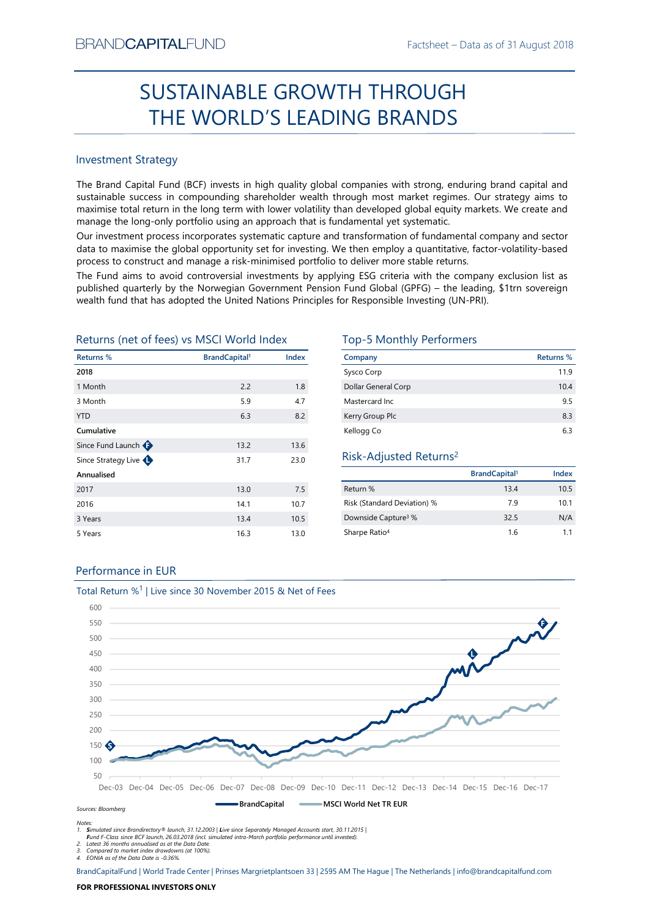BRANDCAPITALFUND

Factsheet – Data as of 31 August 2018

# SUSTAINABLE GROWTH THROUGH THE WORLD'S LEADING BRANDS

## Investment Strategy

The Brand Capital Fund (BCF) invests in high quality global companies with strong, enduring brand capital and sustainable success in compounding shareholder wealth through most market regimes. Our strategy aims to maximise total return in the long term with lower volatility than developed global equity markets. We create and manage the long-only portfolio using an approach that is fundamental yet systematic.

Our investment process incorporates systematic capture and transformation of fundamental company and sector data to maximise the global opportunity set for investing. We then employ a quantitative, factor-volatility-based process to construct and manage a risk-minimised portfolio to deliver more stable returns.

The Fund aims to avoid controversial investments by applying ESG criteria with the company exclusion list as published quarterly by the Norwegian Government Pension Fund Global (GPFG) – the leading, \$1trn sovereign wealth fund that has adopted the United Nations Principles for Responsible Investing (UN-PRI).

## Returns (net of fees) vs MSCI World Index

| Returns % | BrandCapital[1] | Index |
|---|---|---|
| **2018** | | |
| 1 Month | 2.2 | 1.8 |
| 3 Month | 5.9 | 4.7 |
| YTD | 6.3 | 8.2 |
| **Cumulative** | | |
| Since Fund Launch (F) | 13.2 | 13.6 |
| Since Strategy Live (L) | 31.7 | 23.0 |
| **Annualised** | | |
| 2017 | 13.0 | 7.5 |
| 2016 | 14.1 | 10.7 |
| 3 Years | 13.4 | 10.5 |
| 5 Years | 16.3 | 13.0 |

## Top-5 Monthly Performers

| Company | Returns % |
|---|---|
| Sysco Corp | 11.9 |
| Dollar General Corp | 10.4 |
| Mastercard Inc | 9.5 |
| Kerry Group Plc | 8.3 |
| Kellogg Co | 6.3 |

## Risk-Adjusted Returns[2]

| | BrandCapital[1] | Index |
|---|---|---|
| Return % | 13.4 | 10.5 |
| Risk (Standard Deviation) % | 7.9 | 10.1 |
| Downside Capture[3] % | 32.5 | N/A |
| Sharpe Ratio[4] | 1.6 | 1.1 |

## Performance in EUR

Total Return %[1] | Live since 30 November 2015 & Net of Fees

Legend: BrandCapital — MSCI World Net TR EUR

*Sources: Bloomberg*

*Notes:*
1. ***S**imulated since Brandirectory® launch, 31.12.2003 | **L**ive since Separately Managed Accounts start, 30.11.2015 | **F**und F-Class since BCF launch, 26.03.2018 (incl. simulated intra-March portfolio performance until invested).*
2. *Latest 36 months annualised as at the Data Date.*
3. *Compared to market index drawdowns (at 100%).*
4. *EONIA as of the Data Date is -0.36%.*

BrandCapitalFund | World Trade Center | Prinses Margrietplantsoen 33 | 2595 AM The Hague | The Netherlands | info@brandcapitalfund.com

**FOR PROFESSIONAL INVESTORS ONLY**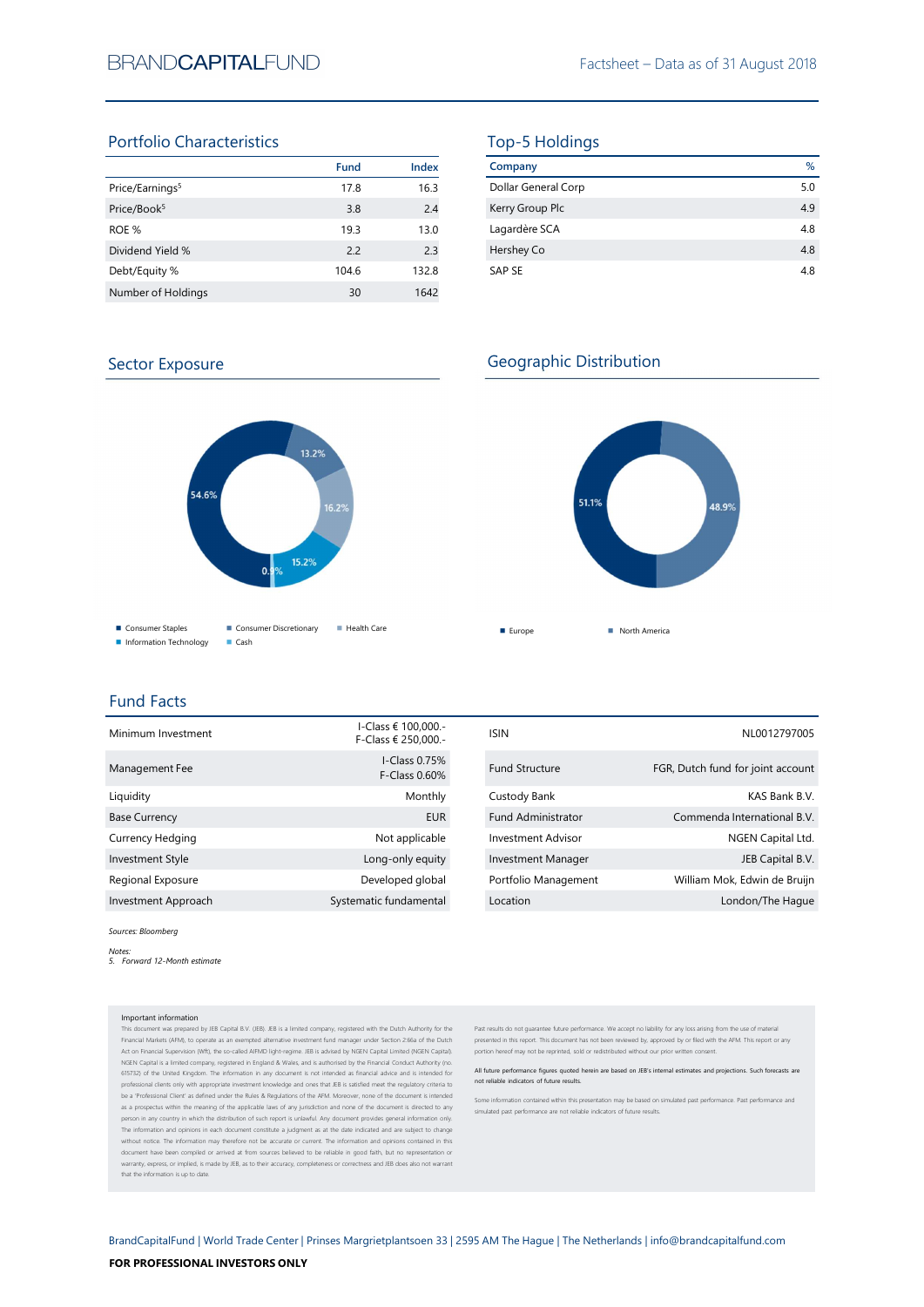BRANDCAPITALFUND

Factsheet – Data as of 31 August 2018

## Portfolio Characteristics

| | Fund | Index |
|---|---|---|
| Price/Earnings[5] | 17.8 | 16.3 |
| Price/Book[5] | 3.8 | 2.4 |
| ROE % | 19.3 | 13.0 |
| Dividend Yield % | 2.2 | 2.3 |
| Debt/Equity % | 104.6 | 132.8 |
| Number of Holdings | 30 | 1642 |

## Top-5 Holdings

| Company | % |
|---|---|
| Dollar General Corp | 5.0 |
| Kerry Group Plc | 4.9 |
| Lagardère SCA | 4.8 |
| Hershey Co | 4.8 |
| SAP SE | 4.8 |

## Sector Exposure

13.2%
16.2%
15.2%
0.9%
54.6%

Consumer Staples
Consumer Discretionary
Health Care
Information Technology
Cash

## Geographic Distribution

51.1%
48.9%

Europe
North America

## Fund Facts

| | |
|---|---|
| Minimum Investment | I-Class € 100,000.- F-Class € 250,000.- |
| Management Fee | I-Class 0.75% F-Class 0.60% |
| Liquidity | Monthly |
| Base Currency | EUR |
| Currency Hedging | Not applicable |
| Investment Style | Long-only equity |
| Regional Exposure | Developed global |
| Investment Approach | Systematic fundamental |

| | |
|---|---|
| ISIN | NL0012797005 |
| Fund Structure | FGR, Dutch fund for joint account |
| Custody Bank | KAS Bank B.V. |
| Fund Administrator | Commenda International B.V. |
| Investment Advisor | NGEN Capital Ltd. |
| Investment Manager | JEB Capital B.V. |
| Portfolio Management | William Mok, Edwin de Bruijn |
| Location | London/The Hague |

*Sources: Bloomberg*

*Notes:*
*5. Forward 12-Month estimate*

Important information

This document was prepared by JEB Capital B.V. (JEB). JEB is a limited company, registered with the Dutch Authority for the Financial Markets (AFM), to operate as an exempted alternative investment fund manager under Section 2:66a of the Dutch Act on Financial Supervision (Wft), the so-called AIFMD light-regime. JEB is advised by NGEN Capital Limited (NGEN Capital). NGEN Capital is a limited company, registered in England & Wales, and is authorised by the Financial Conduct Authority (no. 615732) of the United Kingdom. The information in any document is not intended as financial advice and is intended for professional clients only with appropriate investment knowledge and ones that JEB is satisfied meet the regulatory criteria to be a 'Professional Client' as defined under the Rules & Regulations of the AFM. Moreover, none of the document is intended as a prospectus within the meaning of the applicable laws of any jurisdiction and none of the document is directed to any person in any country in which the distribution of such report is unlawful. Any document provides general information only. The information and opinions in each document constitute a judgment as at the date indicated and are subject to change without notice. The information may therefore not be accurate or current. The information and opinions contained in this document have been compiled or arrived at from sources believed to be reliable in good faith, but no representation or warranty, express, or implied, is made by JEB, as to their accuracy, completeness or correctness and JEB does also not warrant that the information is up to date.

Past results do not guarantee future performance. We accept no liability for any loss arising from the use of material presented in this report. This document has not been reviewed by, approved by or filed with the AFM. This report or any portion hereof may not be reprinted, sold or redistributed without our prior written consent.

All future performance figures quoted herein are based on JEB's internal estimates and projections. Such forecasts are not reliable indicators of future results.

Some information contained within this presentation may be based on simulated past performance. Past performance and simulated past performance are not reliable indicators of future results.

BrandCapitalFund | World Trade Center | Prinses Margrietplantsoen 33 | 2595 AM The Hague | The Netherlands | info@brandcapitalfund.com

**FOR PROFESSIONAL INVESTORS ONLY**